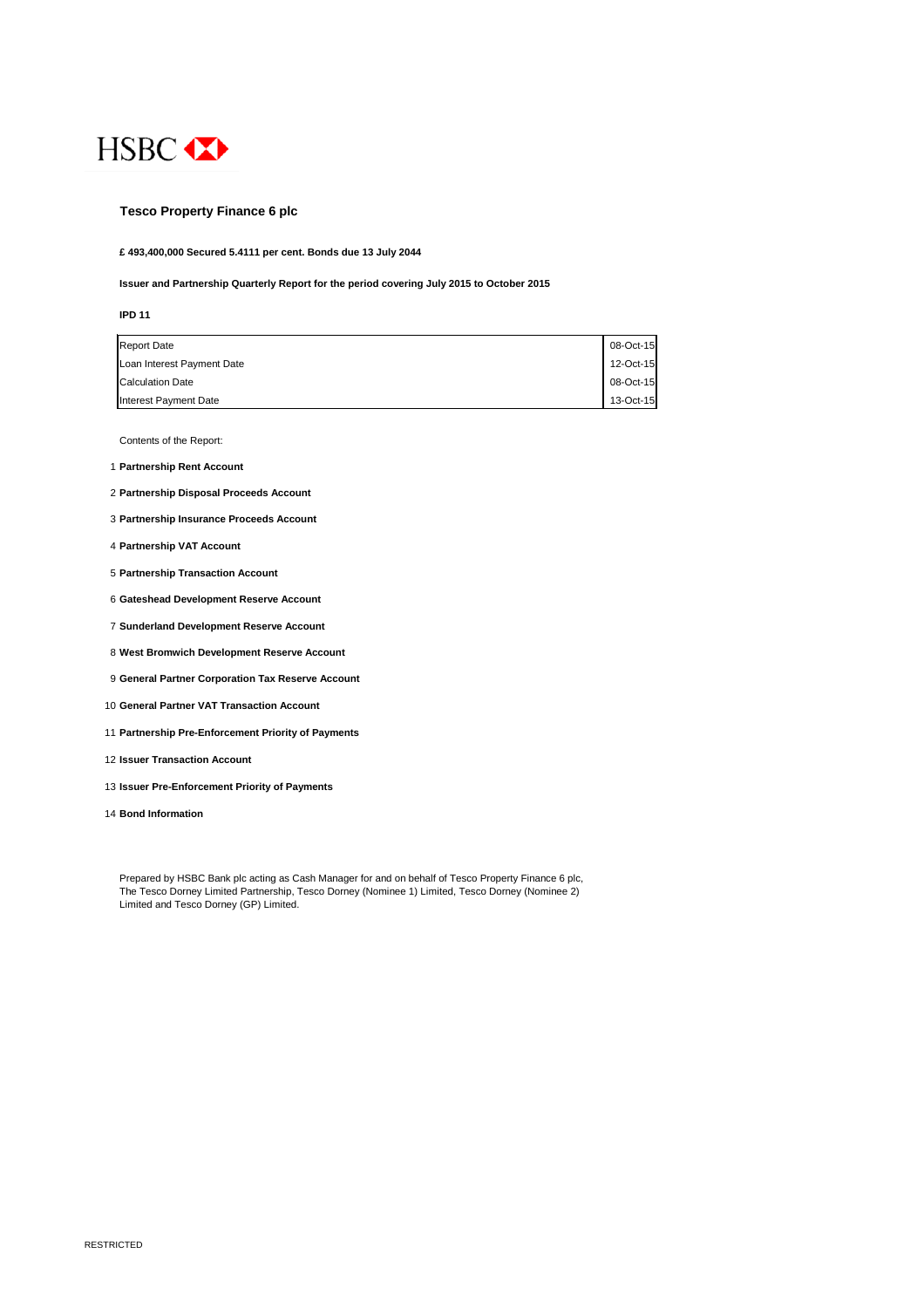HSBC

# Tesco Property Finance 6 plc

**£ 493,400,000 Secured 5.4111 per cent. Bonds due 13 July 2044**

**Issuer and Partnership Quarterly Report for the period covering July 2015 to October 2015**

**IPD 11**

| | |
|---|---|
| Report Date | 08-Oct-15 |
| Loan Interest Payment Date | 12-Oct-15 |
| Calculation Date | 08-Oct-15 |
| Interest Payment Date | 13-Oct-15 |

Contents of the Report:

1. **Partnership Rent Account**
2. **Partnership Disposal Proceeds Account**
3. **Partnership Insurance Proceeds Account**
4. **Partnership VAT Account**
5. **Partnership Transaction Account**
6. **Gateshead Development Reserve Account**
7. **Sunderland Development Reserve Account**
8. **West Bromwich Development Reserve Account**
9. **General Partner Corporation Tax Reserve Account**
10. **General Partner VAT Transaction Account**
11. **Partnership Pre-Enforcement Priority of Payments**
12. **Issuer Transaction Account**
13. **Issuer Pre-Enforcement Priority of Payments**
14. **Bond Information**

Prepared by HSBC Bank plc acting as Cash Manager for and on behalf of Tesco Property Finance 6 plc, The Tesco Dorney Limited Partnership, Tesco Dorney (Nominee 1) Limited, Tesco Dorney (Nominee 2) Limited and Tesco Dorney (GP) Limited.

RESTRICTED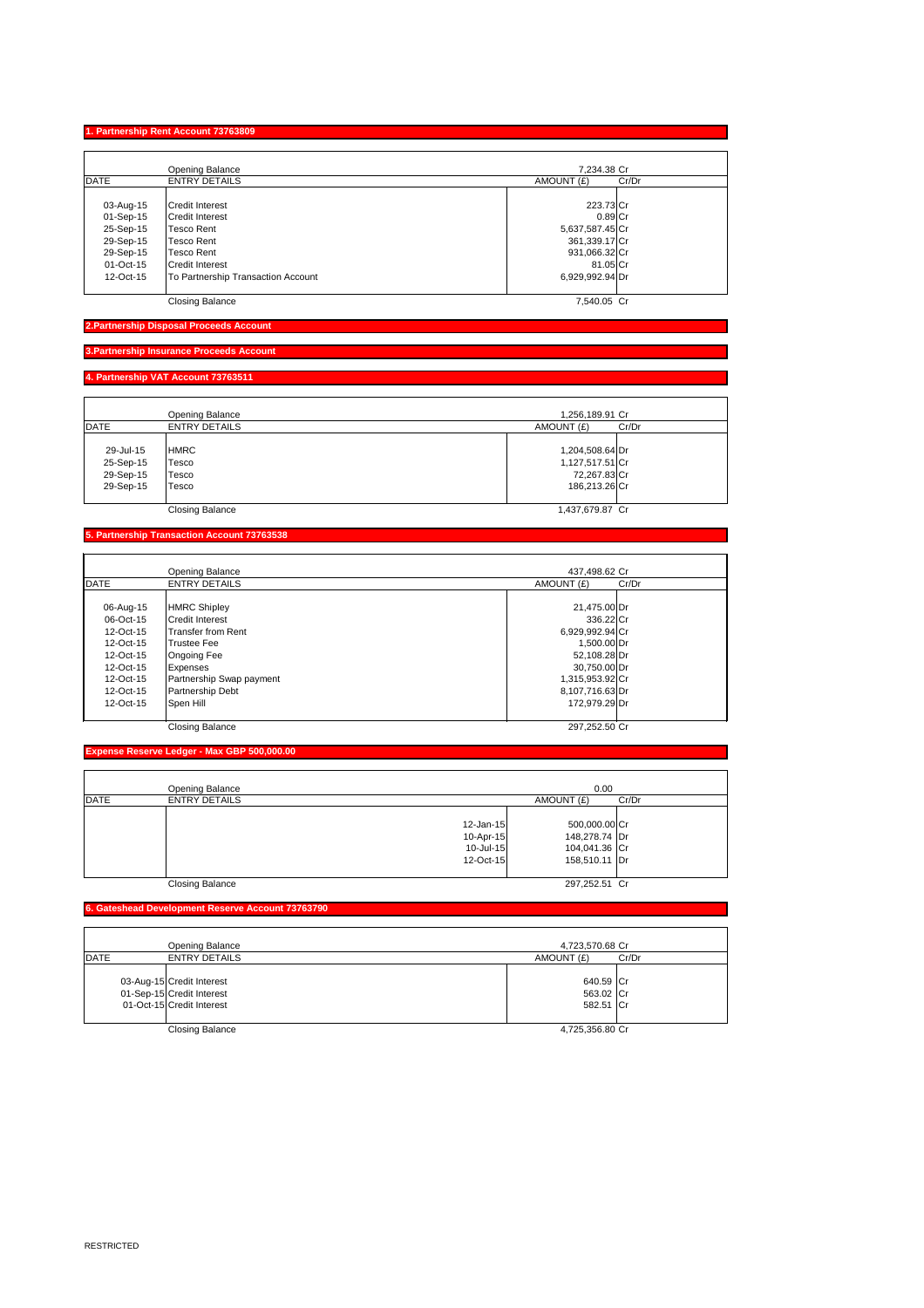## 1. Partnership Rent Account 73763809

| DATE | ENTRY DETAILS | AMOUNT (£) | Cr/Dr |
|---|---|---|---|
| | Opening Balance | 7,234.38 | Cr |
| 03-Aug-15 | Credit Interest | 223.73 | Cr |
| 01-Sep-15 | Credit Interest | 0.89 | Cr |
| 25-Sep-15 | Tesco Rent | 5,637,587.45 | Cr |
| 29-Sep-15 | Tesco Rent | 361,339.17 | Cr |
| 29-Sep-15 | Tesco Rent | 931,066.32 | Cr |
| 01-Oct-15 | Credit Interest | 81.05 | Cr |
| 12-Oct-15 | To Partnership Transaction Account | 6,929,992.94 | Dr |
| | Closing Balance | 7,540.05 | Cr |

## 2.Partnership Disposal Proceeds Account

## 3.Partnership Insurance Proceeds Account

## 4. Partnership VAT Account 73763511

| DATE | ENTRY DETAILS | AMOUNT (£) | Cr/Dr |
|---|---|---|---|
| | Opening Balance | 1,256,189.91 | Cr |
| 29-Jul-15 | HMRC | 1,204,508.64 | Dr |
| 25-Sep-15 | Tesco | 1,127,517.51 | Cr |
| 29-Sep-15 | Tesco | 72,267.83 | Cr |
| 29-Sep-15 | Tesco | 186,213.26 | Cr |
| | Closing Balance | 1,437,679.87 | Cr |

## 5. Partnership Transaction Account 73763538

| DATE | ENTRY DETAILS | AMOUNT (£) | Cr/Dr |
|---|---|---|---|
| | Opening Balance | 437,498.62 | Cr |
| 06-Aug-15 | HMRC Shipley | 21,475.00 | Dr |
| 06-Oct-15 | Credit Interest | 336.22 | Cr |
| 12-Oct-15 | Transfer from Rent | 6,929,992.94 | Cr |
| 12-Oct-15 | Trustee Fee | 1,500.00 | Dr |
| 12-Oct-15 | Ongoing Fee | 52,108.28 | Dr |
| 12-Oct-15 | Expenses | 30,750.00 | Dr |
| 12-Oct-15 | Partnership Swap payment | 1,315,953.92 | Cr |
| 12-Oct-15 | Partnership Debt | 8,107,716.63 | Dr |
| 12-Oct-15 | Spen Hill | 172,979.29 | Dr |
| | Closing Balance | 297,252.50 | Cr |

## Expense Reserve Ledger - Max GBP 500,000.00

| DATE | ENTRY DETAILS | | AMOUNT (£) | Cr/Dr |
|---|---|---|---|---|
| | Opening Balance | | 0.00 | |
| | | 12-Jan-15 | 500,000.00 | Cr |
| | | 10-Apr-15 | 148,278.74 | Dr |
| | | 10-Jul-15 | 104,041.36 | Cr |
| | | 12-Oct-15 | 158,510.11 | Dr |
| | Closing Balance | | 297,252.51 | Cr |

## 6. Gateshead Development Reserve Account 73763790

| DATE | ENTRY DETAILS | AMOUNT (£) | Cr/Dr |
|---|---|---|---|
| | Opening Balance | 4,723,570.68 | Cr |
| 03-Aug-15 | Credit Interest | 640.59 | Cr |
| 01-Sep-15 | Credit Interest | 563.02 | Cr |
| 01-Oct-15 | Credit Interest | 582.51 | Cr |
| | Closing Balance | 4,725,356.80 | Cr |

RESTRICTED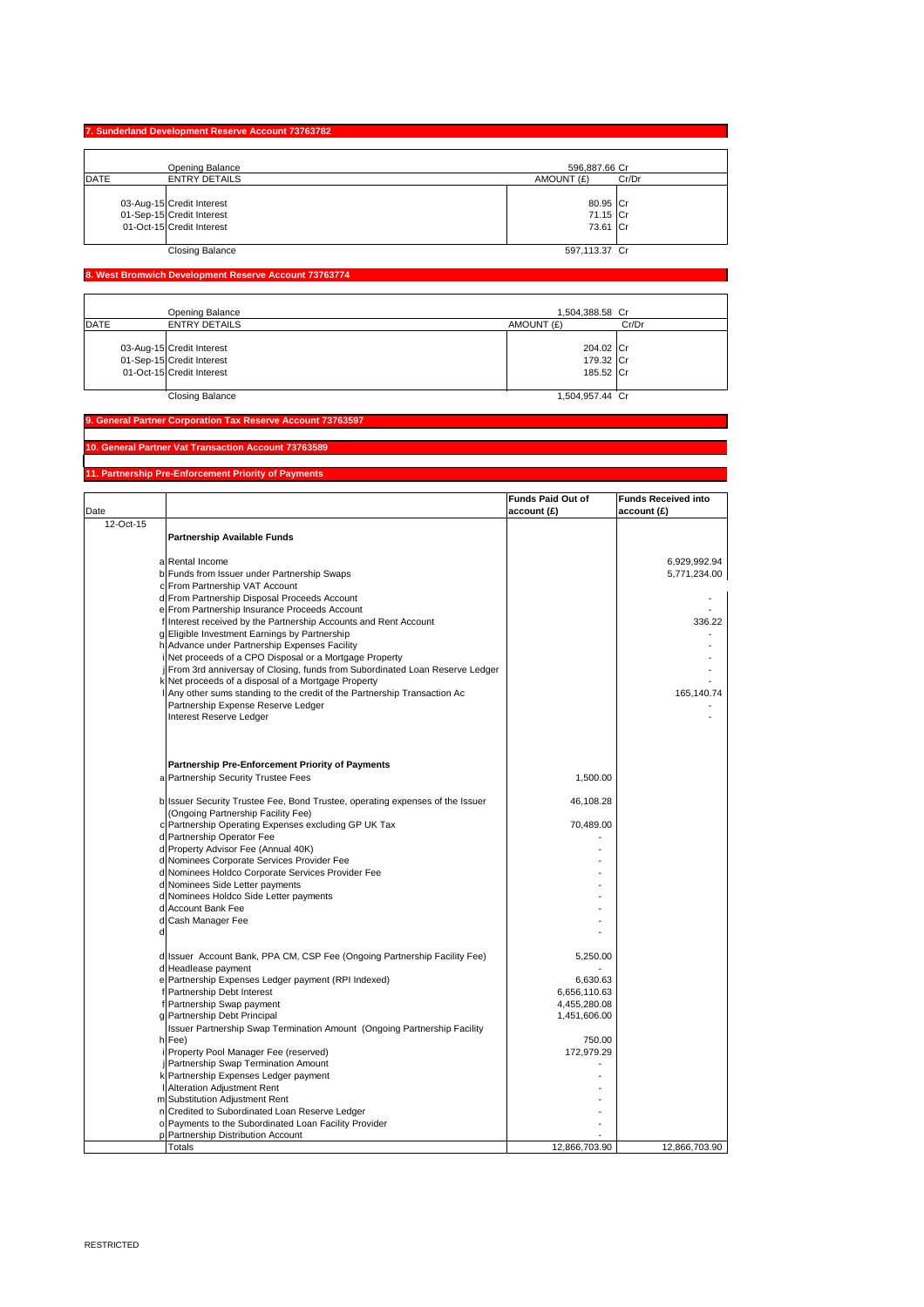## 7. Sunderland Development Reserve Account 73763782

| DATE | ENTRY DETAILS | AMOUNT (£) | Cr/Dr |
|---|---|---|---|
| | Opening Balance | 596,887.66 | Cr |
| 03-Aug-15 | Credit Interest | 80.95 | Cr |
| 01-Sep-15 | Credit Interest | 71.15 | Cr |
| 01-Oct-15 | Credit Interest | 73.61 | Cr |
| | Closing Balance | 597,113.37 | Cr |

## 8. West Bromwich Development Reserve Account 73763774

| DATE | ENTRY DETAILS | AMOUNT (£) | Cr/Dr |
|---|---|---|---|
| | Opening Balance | 1,504,388.58 | Cr |
| 03-Aug-15 | Credit Interest | 204.02 | Cr |
| 01-Sep-15 | Credit Interest | 179.32 | Cr |
| 01-Oct-15 | Credit Interest | 185.52 | Cr |
| | Closing Balance | 1,504,957.44 | Cr |

## 9. General Partner Corporation Tax Reserve Account 73763597

## 10. General Partner Vat Transaction Account 73763589

## 11. Partnership Pre-Enforcement Priority of Payments

| Date | | | Funds Paid Out of account (£) | Funds Received into account (£) |
|---|---|---|---|---|
| 12-Oct-15 | | **Partnership Available Funds** | | |
| | a | Rental Income | | 6,929,992.94 |
| | b | Funds from Issuer under Partnership Swaps | | 5,771,234.00 |
| | c | From Partnership VAT Account | | |
| | d | From Partnership Disposal Proceeds Account | | - |
| | e | From Partnership Insurance Proceeds Account | | - |
| | f | Interest received by the Partnership Accounts and Rent Account | | 336.22 |
| | g | Eligible Investment Earnings by Partnership | | - |
| | h | Advance under Partnership Expenses Facility | | - |
| | i | Net proceeds of a CPO Disposal or a Mortgage Property | | - |
| | j | From 3rd anniversary of Closing, funds from Subordinated Loan Reserve Ledger | | - |
| | k | Net proceeds of a disposal of a Mortgage Property | | - |
| | l | Any other sums standing to the credit of the Partnership Transaction Ac | | 165,140.74 |
| | | Partnership Expense Reserve Ledger | | - |
| | | Interest Reserve Ledger | | - |
| | | **Partnership Pre-Enforcement Priority of Payments** | | |
| | a | Partnership Security Trustee Fees | 1,500.00 | |
| | b | Issuer Security Trustee Fee, Bond Trustee, operating expenses of the Issuer (Ongoing Partnership Facility Fee) | 46,108.28 | |
| | c | Partnership Operating Expenses excluding GP UK Tax | 70,489.00 | |
| | d | Partnership Operator Fee | - | |
| | d | Property Advisor Fee (Annual 40K) | - | |
| | d | Nominees Corporate Services Provider Fee | - | |
| | d | Nominees Holdco Corporate Services Provider Fee | - | |
| | d | Nominees Side Letter payments | - | |
| | d | Nominees Holdco Side Letter payments | - | |
| | d | Account Bank Fee | - | |
| | d | Cash Manager Fee | - | |
| | d | | - | |
| | d | Issuer Account Bank, PPA CM, CSP Fee (Ongoing Partnership Facility Fee) | 5,250.00 | |
| | d | Headlease payment | - | |
| | e | Partnership Expenses Ledger payment (RPI Indexed) | 6,630.63 | |
| | f | Partnership Debt Interest | 6,656,110.63 | |
| | f | Partnership Swap payment | 4,455,280.08 | |
| | g | Partnership Debt Principal | 1,451,606.00 | |
| | h | Issuer Partnership Swap Termination Amount (Ongoing Partnership Facility Fee) | 750.00 | |
| | i | Property Pool Manager Fee (reserved) | 172,979.29 | |
| | j | Partnership Swap Termination Amount | - | |
| | k | Partnership Expenses Ledger payment | - | |
| | l | Alteration Adjustment Rent | - | |
| | m | Substitution Adjustment Rent | - | |
| | n | Credited to Subordinated Loan Reserve Ledger | - | |
| | o | Payments to the Subordinated Loan Facility Provider | - | |
| | p | Partnership Distribution Account | - | |
| | | Totals | 12,866,703.90 | 12,866,703.90 |

RESTRICTED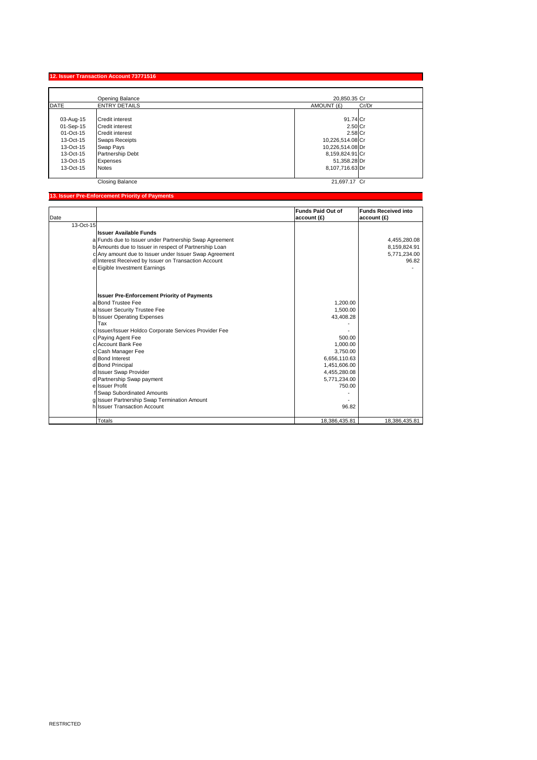## 12. Issuer Transaction Account 73771516

| DATE | ENTRY DETAILS | AMOUNT (£) | Cr/Dr |
|---|---|---|---|
| | Opening Balance | 20,850.35 | Cr |
| 03-Aug-15 | Credit interest | 91.74 | Cr |
| 01-Sep-15 | Credit interest | 2.50 | Cr |
| 01-Oct-15 | Credit interest | 2.58 | Cr |
| 13-Oct-15 | Swaps Receipts | 10,226,514.08 | Cr |
| 13-Oct-15 | Swap Pays | 10,226,514.08 | Dr |
| 13-Oct-15 | Partnership Debt | 8,159,824.91 | Cr |
| 13-Oct-15 | Expenses | 51,358.28 | Dr |
| 13-Oct-15 | Notes | 8,107,716.63 | Dr |
| | Closing Balance | 21,697.17 | Cr |

## 13. Issuer Pre-Enforcement Priority of Payments

| Date | | | Funds Paid Out of account (£) | Funds Received into account (£) |
|---|---|---|---|---|
| 13-Oct-15 | | | | |
| | | **Issuer Available Funds** | | |
| | a | Funds due to Issuer under Partnership Swap Agreement | | 4,455,280.08 |
| | b | Amounts due to Issuer in respect of Partnership Loan | | 8,159,824.91 |
| | c | Any amount due to Issuer under Issuer Swap Agreement | | 5,771,234.00 |
| | d | Interest Received by Issuer on Transaction Account | | 96.82 |
| | e | Eigible Investment Earnings | | - |
| | | **Issuer Pre-Enforcement Priority of Payments** | | |
| | a | Bond Trustee Fee | 1,200.00 | |
| | a | Issuer Security Trustee Fee | 1,500.00 | |
| | b | Issuer Operating Expenses | 43,408.28 | |
| | | Tax | - | |
| | c | Issuer/Issuer Holdco Corporate Services Provider Fee | - | |
| | c | Paying Agent Fee | 500.00 | |
| | c | Account Bank Fee | 1,000.00 | |
| | c | Cash Manager Fee | 3,750.00 | |
| | d | Bond Interest | 6,656,110.63 | |
| | d | Bond Principal | 1,451,606.00 | |
| | d | Issuer Swap Provider | 4,455,280.08 | |
| | d | Partnership Swap payment | 5,771,234.00 | |
| | e | Issuer Profit | 750.00 | |
| | f | Swap Subordinated Amounts | - | |
| | g | Issuer Partnership Swap Termination Amount | - | |
| | h | Issuer Transaction Account | 96.82 | |
| | | Totals | 18,386,435.81 | 18,386,435.81 |

RESTRICTED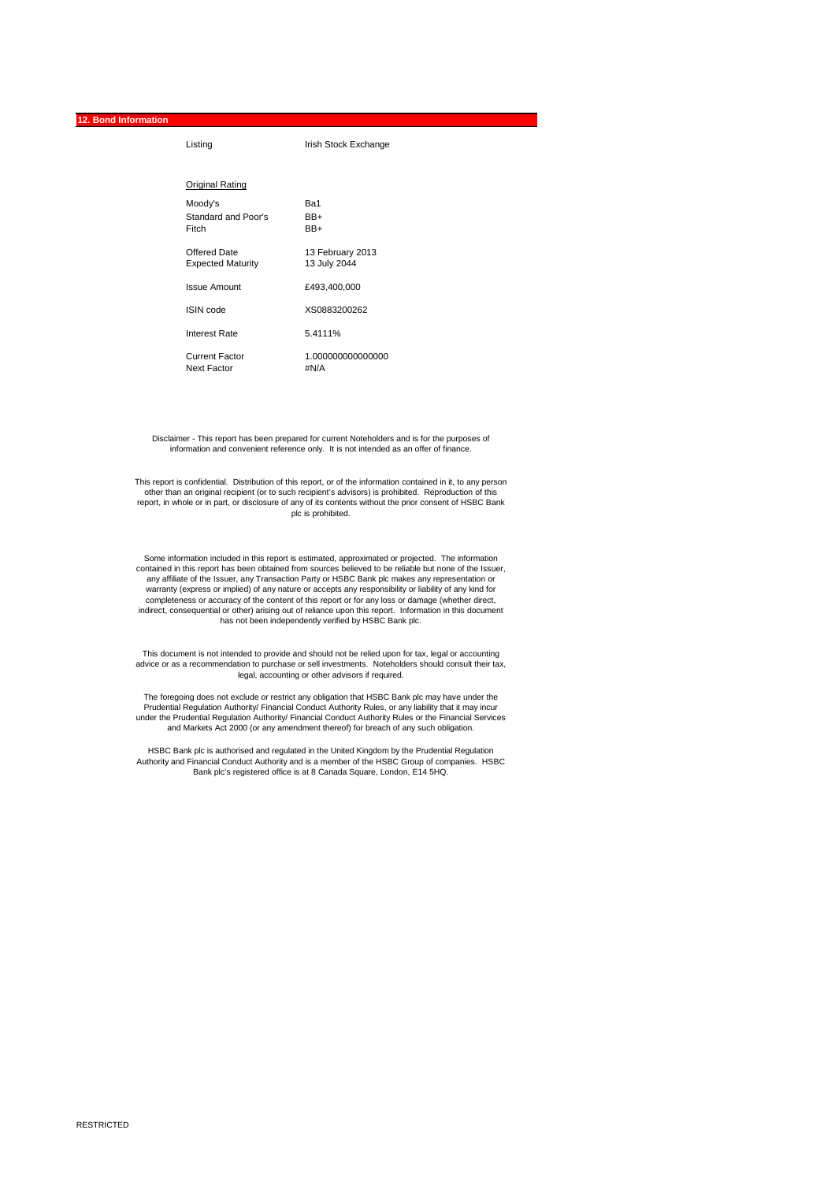## 12. Bond Information

| | |
|---|---|
| Listing | Irish Stock Exchange |
| Original Rating | |
| Moody's | Ba1 |
| Standard and Poor's | BB+ |
| Fitch | BB+ |
| Offered Date | 13 February 2013 |
| Expected Maturity | 13 July 2044 |
| Issue Amount | £493,400,000 |
| ISIN code | XS0883200262 |
| Interest Rate | 5.4111% |
| Current Factor | 1.000000000000000 |
| Next Factor | #N/A |

Disclaimer - This report has been prepared for current Noteholders and is for the purposes of information and convenient reference only. It is not intended as an offer of finance.

This report is confidential. Distribution of this report, or of the information contained in it, to any person other than an original recipient (or to such recipient's advisors) is prohibited. Reproduction of this report, in whole or in part, or disclosure of any of its contents without the prior consent of HSBC Bank plc is prohibited.

Some information included in this report is estimated, approximated or projected. The information contained in this report has been obtained from sources believed to be reliable but none of the Issuer, any affiliate of the Issuer, any Transaction Party or HSBC Bank plc makes any representation or warranty (express or implied) of any nature or accepts any responsibility or liability of any kind for completeness or accuracy of the content of this report or for any loss or damage (whether direct, indirect, consequential or other) arising out of reliance upon this report. Information in this document has not been independently verified by HSBC Bank plc.

This document is not intended to provide and should not be relied upon for tax, legal or accounting advice or as a recommendation to purchase or sell investments. Noteholders should consult their tax, legal, accounting or other advisors if required.

The foregoing does not exclude or restrict any obligation that HSBC Bank plc may have under the Prudential Regulation Authority/ Financial Conduct Authority Rules, or any liability that it may incur under the Prudential Regulation Authority/ Financial Conduct Authority Rules or the Financial Services and Markets Act 2000 (or any amendment thereof) for breach of any such obligation.

HSBC Bank plc is authorised and regulated in the United Kingdom by the Prudential Regulation Authority and Financial Conduct Authority and is a member of the HSBC Group of companies. HSBC Bank plc's registered office is at 8 Canada Square, London, E14 5HQ.

RESTRICTED